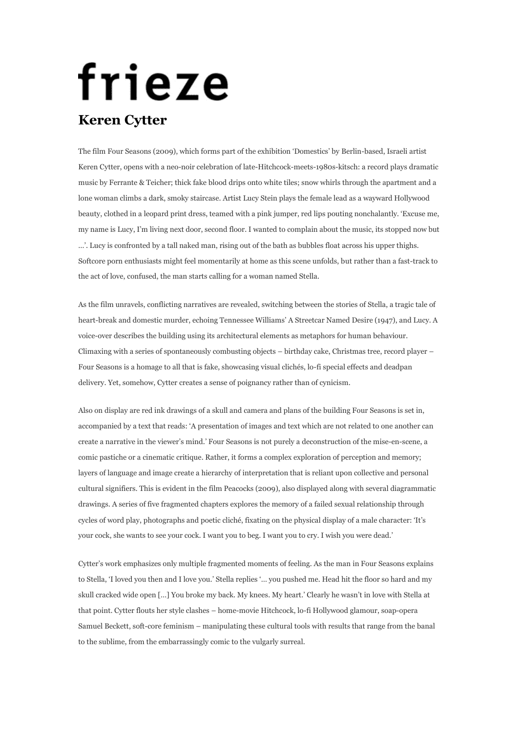# frieze

## Keren Cytter

The film Four Seasons (2009), which forms part of the exhibition 'Domestics' by Berlin-based, Israeli artist Keren Cytter, opens with a neo-noir celebration of late-Hitchcock-meets-1980s-kitsch: a record plays dramatic music by Ferrante & Teicher; thick fake blood drips onto white tiles; snow whirls through the apartment and a lone woman climbs a dark, smoky staircase. Artist Lucy Stein plays the female lead as a wayward Hollywood beauty, clothed in a leopard print dress, teamed with a pink jumper, red lips pouting nonchalantly. 'Excuse me, my name is Lucy, I'm living next door, second floor. I wanted to complain about the music, its stopped now but …'. Lucy is confronted by a tall naked man, rising out of the bath as bubbles float across his upper thighs. Softcore porn enthusiasts might feel momentarily at home as this scene unfolds, but rather than a fast-track to the act of love, confused, the man starts calling for a woman named Stella.

As the film unravels, conflicting narratives are revealed, switching between the stories of Stella, a tragic tale of heart-break and domestic murder, echoing Tennessee Williams' A Streetcar Named Desire (1947), and Lucy. A voice-over describes the building using its architectural elements as metaphors for human behaviour. Climaxing with a series of spontaneously combusting objects – birthday cake, Christmas tree, record player – Four Seasons is a homage to all that is fake, showcasing visual clichés, lo-fi special effects and deadpan delivery. Yet, somehow, Cytter creates a sense of poignancy rather than of cynicism.

Also on display are red ink drawings of a skull and camera and plans of the building Four Seasons is set in, accompanied by a text that reads: 'A presentation of images and text which are not related to one another can create a narrative in the viewer's mind.' Four Seasons is not purely a deconstruction of the mise-en-scene, a comic pastiche or a cinematic critique. Rather, it forms a complex exploration of perception and memory; layers of language and image create a hierarchy of interpretation that is reliant upon collective and personal cultural signifiers. This is evident in the film Peacocks (2009), also displayed along with several diagrammatic drawings. A series of five fragmented chapters explores the memory of a failed sexual relationship through cycles of word play, photographs and poetic cliché, fixating on the physical display of a male character: 'It's your cock, she wants to see your cock. I want you to beg. I want you to cry. I wish you were dead.'

Cytter's work emphasizes only multiple fragmented moments of feeling. As the man in Four Seasons explains to Stella, 'I loved you then and I love you.' Stella replies '… you pushed me. Head hit the floor so hard and my skull cracked wide open […] You broke my back. My knees. My heart.' Clearly he wasn't in love with Stella at that point. Cytter flouts her style clashes – home-movie Hitchcock, lo-fi Hollywood glamour, soap-opera Samuel Beckett, soft-core feminism – manipulating these cultural tools with results that range from the banal to the sublime, from the embarrassingly comic to the vulgarly surreal.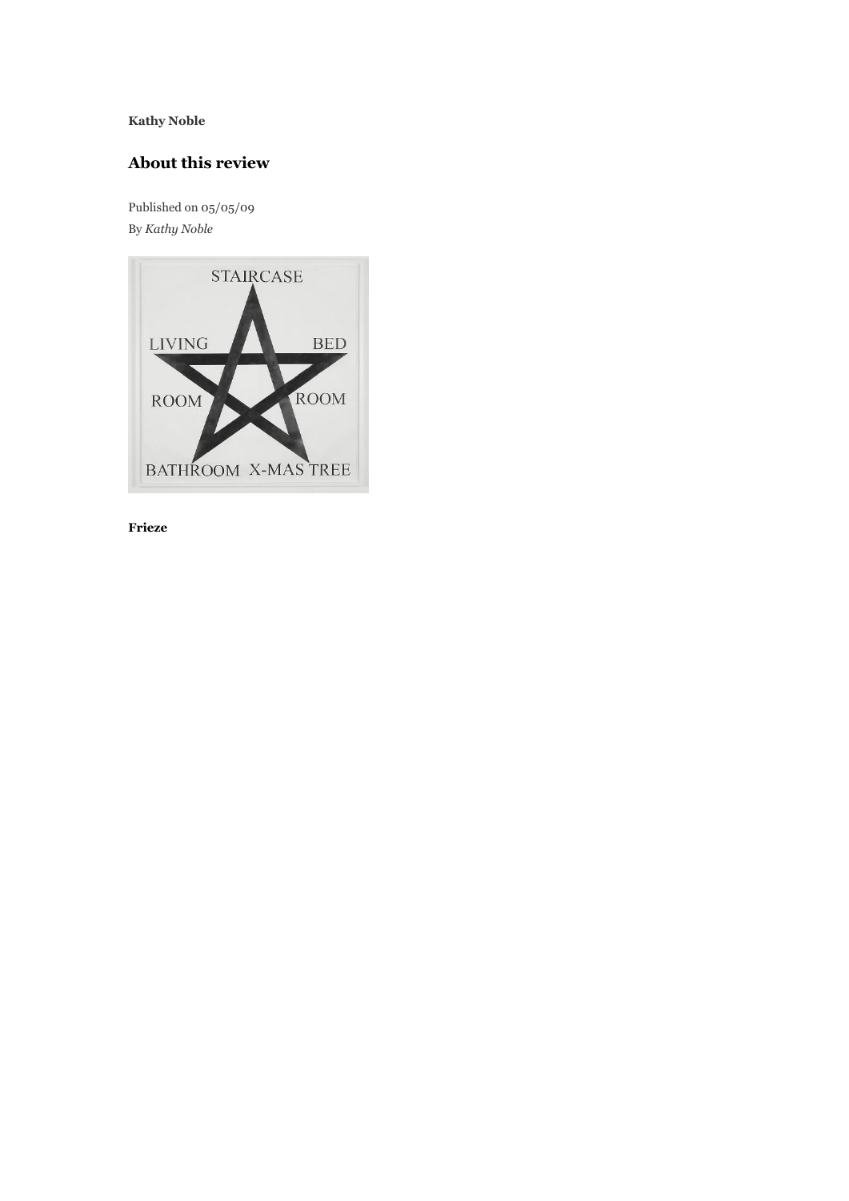**Kathy Noble**

## About this review

Published on 05/05/09
By *Kathy Noble*

**Frieze**